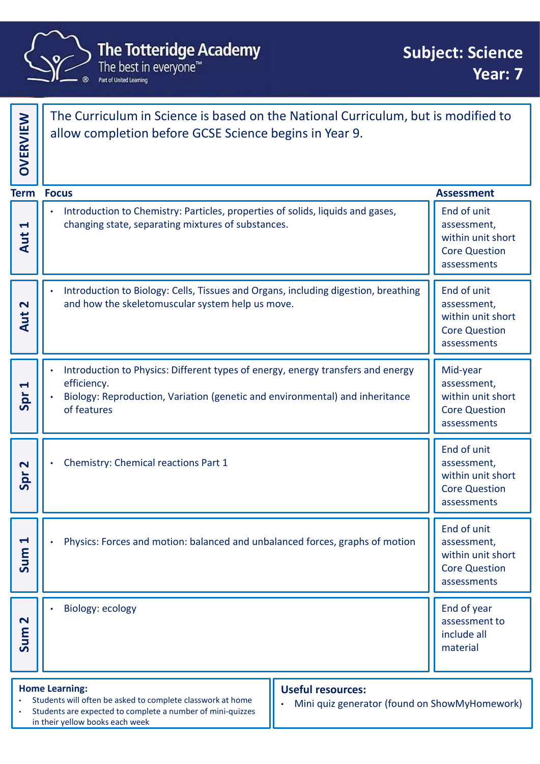# The Totteridge Academy

The best in everyone™

Part of United Learning

## Subject: Science
## Year: 7

**OVERVIEW**

The Curriculum in Science is based on the National Curriculum, but is modified to allow completion before GCSE Science begins in Year 9.

| Term | Focus | Assessment |
|---|---|---|
| Aut 1 | • Introduction to Chemistry: Particles, properties of solids, liquids and gases, changing state, separating mixtures of substances. | End of unit assessment, within unit short Core Question assessments |
| Aut 2 | • Introduction to Biology: Cells, Tissues and Organs, including digestion, breathing and how the skeletomuscular system help us move. | End of unit assessment, within unit short Core Question assessments |
| Spr 1 | • Introduction to Physics: Different types of energy, energy transfers and energy efficiency.<br>• Biology: Reproduction, Variation (genetic and environmental) and inheritance of features | Mid-year assessment, within unit short Core Question assessments |
| Spr 2 | • Chemistry: Chemical reactions Part 1 | End of unit assessment, within unit short Core Question assessments |
| Sum 1 | • Physics: Forces and motion: balanced and unbalanced forces, graphs of motion | End of unit assessment, within unit short Core Question assessments |
| Sum 2 | • Biology: ecology | End of year assessment to include all material |

**Home Learning:**

- Students will often be asked to complete classwork at home
- Students are expected to complete a number of mini-quizzes in their yellow books each week

**Useful resources:**

- Mini quiz generator (found on ShowMyHomework)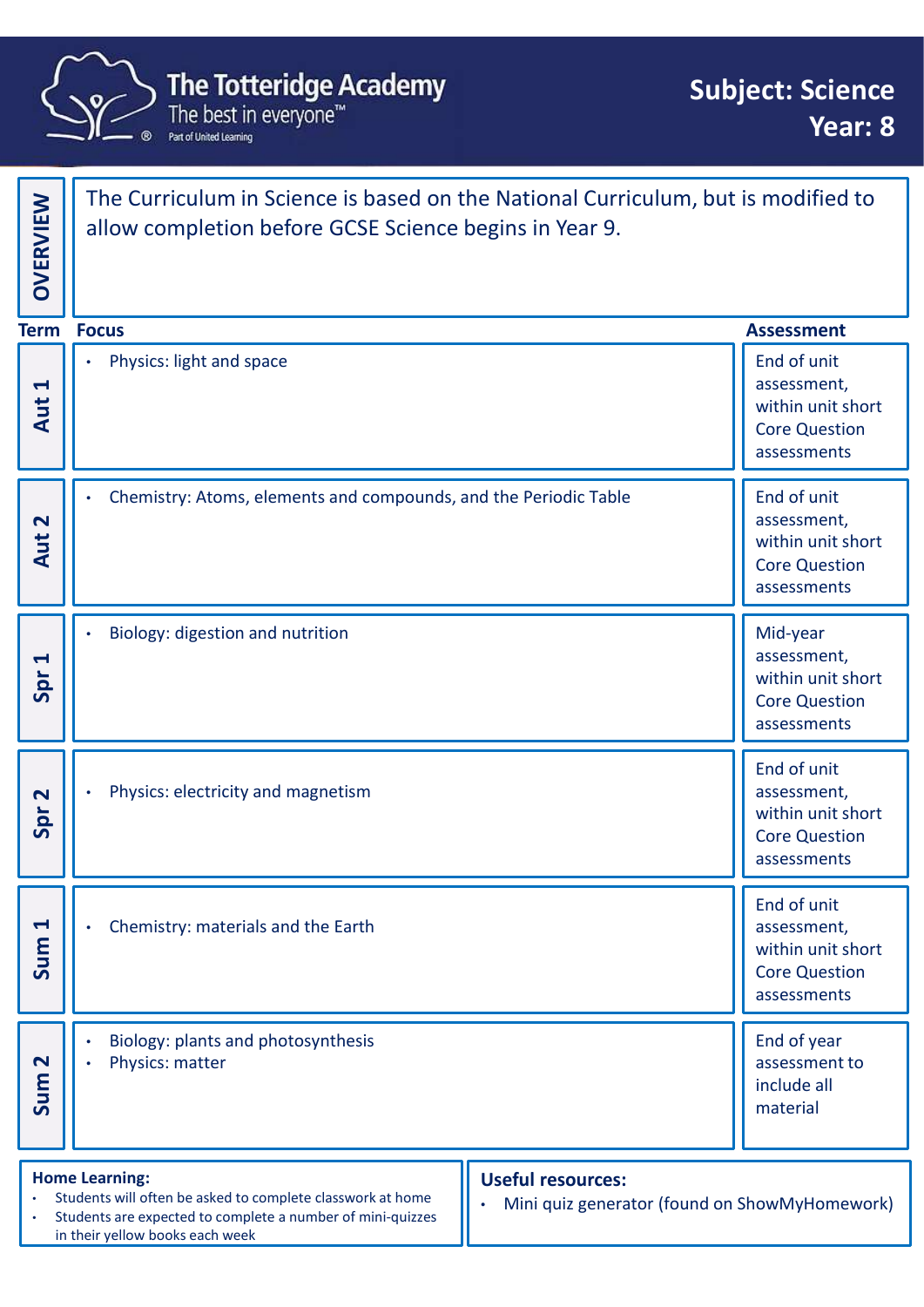# The Totteridge Academy

The best in everyone™

Part of United Learning

**Subject: Science**
**Year: 8**

## OVERVIEW

The Curriculum in Science is based on the National Curriculum, but is modified to allow completion before GCSE Science begins in Year 9.

| Term | Focus | Assessment |
|---|---|---|
| Aut 1 | • Physics: light and space | End of unit assessment, within unit short Core Question assessments |
| Aut 2 | • Chemistry: Atoms, elements and compounds, and the Periodic Table | End of unit assessment, within unit short Core Question assessments |
| Spr 1 | • Biology: digestion and nutrition | Mid-year assessment, within unit short Core Question assessments |
| Spr 2 | • Physics: electricity and magnetism | End of unit assessment, within unit short Core Question assessments |
| Sum 1 | • Chemistry: materials and the Earth | End of unit assessment, within unit short Core Question assessments |
| Sum 2 | • Biology: plants and photosynthesis<br>• Physics: matter | End of year assessment to include all material |

**Home Learning:**

- Students will often be asked to complete classwork at home
- Students are expected to complete a number of mini-quizzes in their yellow books each week

**Useful resources:**

- Mini quiz generator (found on ShowMyHomework)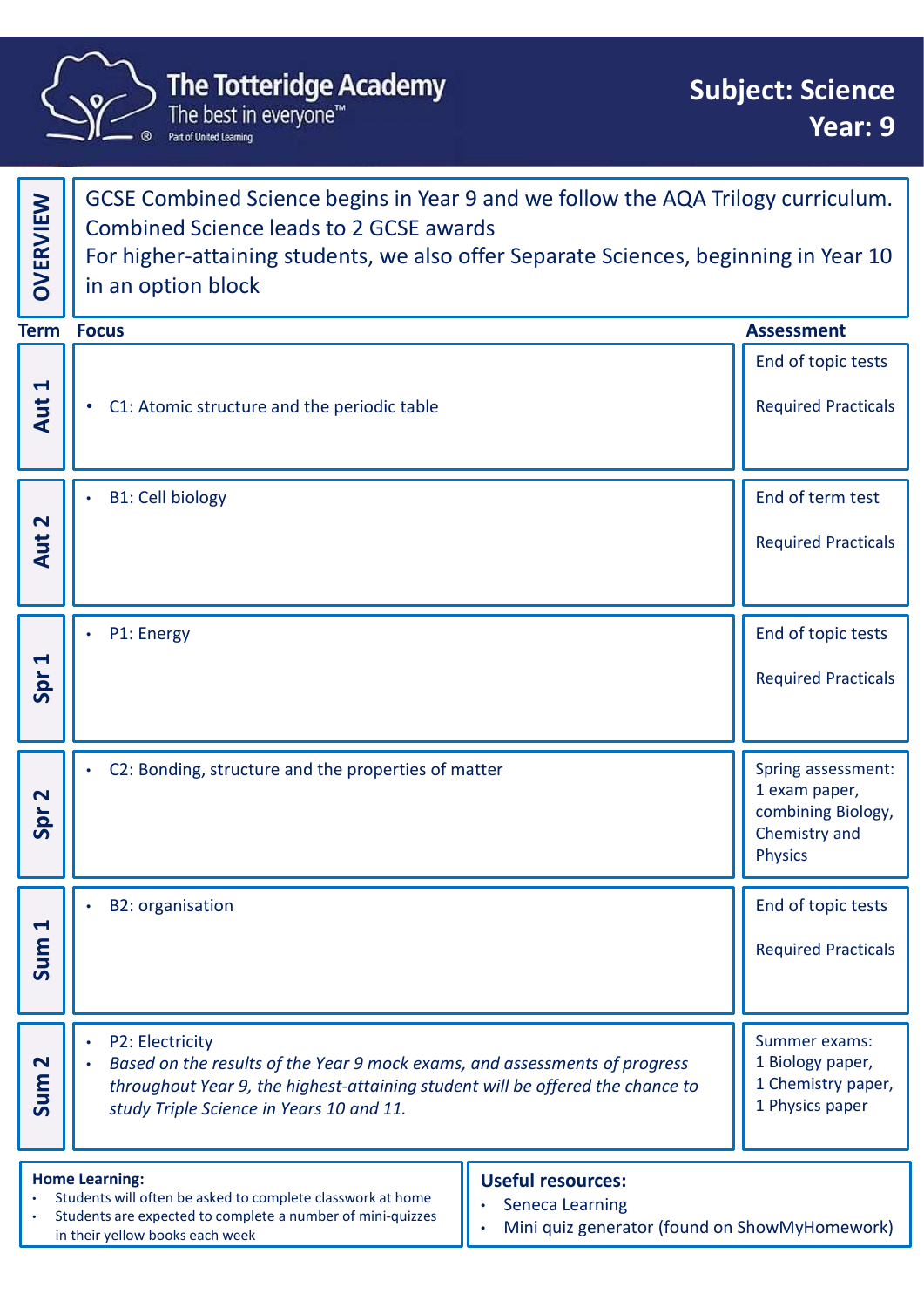# The Totteridge Academy

The best in everyone™

Part of United Learning

## Subject: Science
## Year: 9

**OVERVIEW**

GCSE Combined Science begins in Year 9 and we follow the AQA Trilogy curriculum. Combined Science leads to 2 GCSE awards
For higher-attaining students, we also offer Separate Sciences, beginning in Year 10 in an option block

| Term | Focus | Assessment |
| --- | --- | --- |
| Aut 1 | • C1: Atomic structure and the periodic table | End of topic tests<br><br>Required Practicals |
| Aut 2 | • B1: Cell biology | End of term test<br><br>Required Practicals |
| Spr 1 | • P1: Energy | End of topic tests<br><br>Required Practicals |
| Spr 2 | • C2: Bonding, structure and the properties of matter | Spring assessment: 1 exam paper, combining Biology, Chemistry and Physics |
| Sum 1 | • B2: organisation | End of topic tests<br><br>Required Practicals |
| Sum 2 | • P2: Electricity<br>• *Based on the results of the Year 9 mock exams, and assessments of progress throughout Year 9, the highest-attaining student will be offered the chance to study Triple Science in Years 10 and 11.* | Summer exams:<br>1 Biology paper,<br>1 Chemistry paper,<br>1 Physics paper |

**Home Learning:**
- Students will often be asked to complete classwork at home
- Students are expected to complete a number of mini-quizzes in their yellow books each week

**Useful resources:**
- Seneca Learning
- Mini quiz generator (found on ShowMyHomework)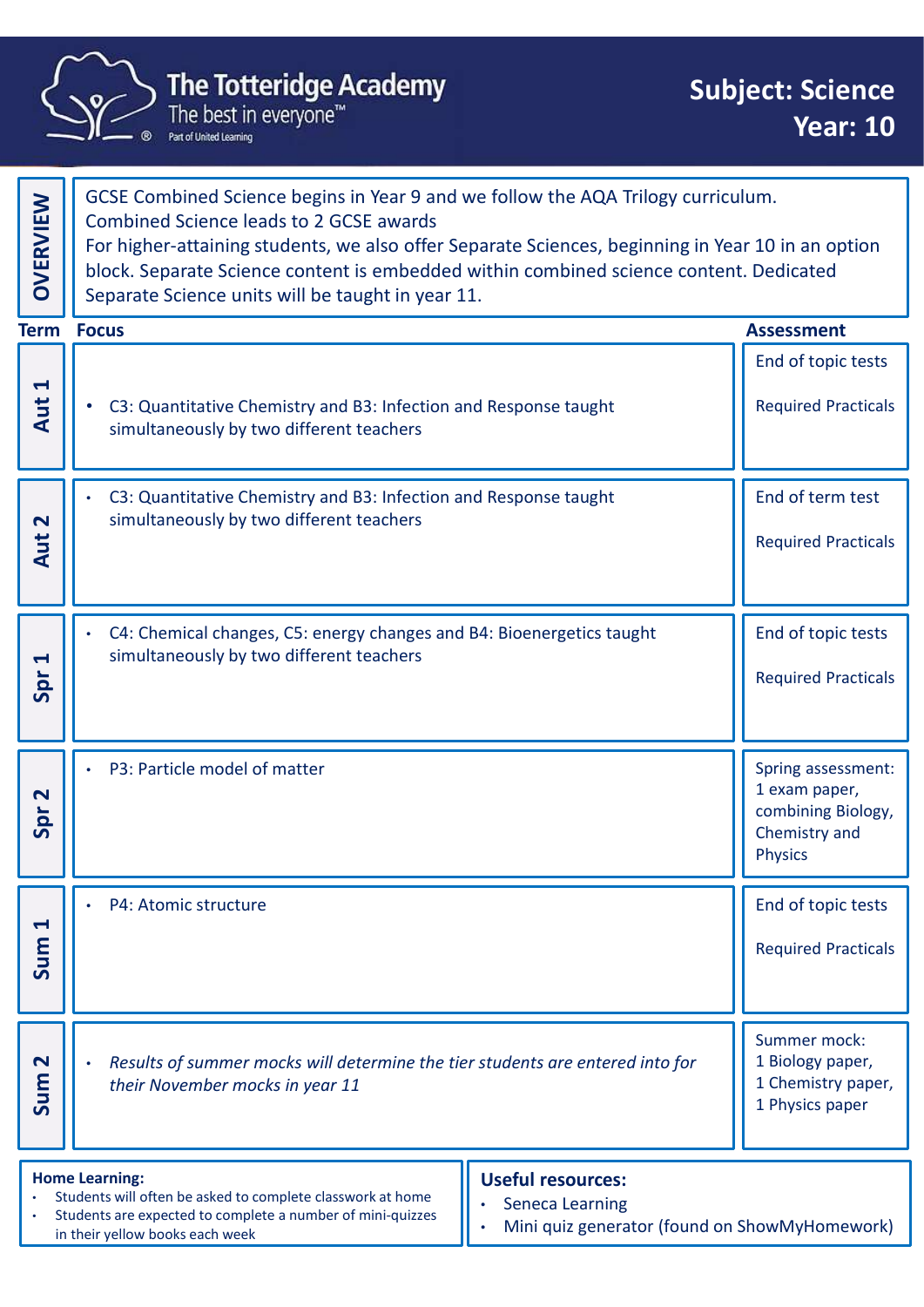# The Totteridge Academy

The best in everyone™

Part of United Learning

## Subject: Science
## Year: 10

**OVERVIEW**

GCSE Combined Science begins in Year 9 and we follow the AQA Trilogy curriculum. Combined Science leads to 2 GCSE awards
For higher-attaining students, we also offer Separate Sciences, beginning in Year 10 in an option block. Separate Science content is embedded within combined science content. Dedicated Separate Science units will be taught in year 11.

| Term | Focus | Assessment |
|---|---|---|
| Aut 1 | • C3: Quantitative Chemistry and B3: Infection and Response taught simultaneously by two different teachers | End of topic tests<br><br>Required Practicals |
| Aut 2 | • C3: Quantitative Chemistry and B3: Infection and Response taught simultaneously by two different teachers | End of term test<br><br>Required Practicals |
| Spr 1 | • C4: Chemical changes, C5: energy changes and B4: Bioenergetics taught simultaneously by two different teachers | End of topic tests<br><br>Required Practicals |
| Spr 2 | • P3: Particle model of matter | Spring assessment: 1 exam paper, combining Biology, Chemistry and Physics |
| Sum 1 | • P4: Atomic structure | End of topic tests<br><br>Required Practicals |
| Sum 2 | • *Results of summer mocks will determine the tier students are entered into for their November mocks in year 11* | Summer mock: 1 Biology paper, 1 Chemistry paper, 1 Physics paper |

**Home Learning:**

- Students will often be asked to complete classwork at home
- Students are expected to complete a number of mini-quizzes in their yellow books each week

**Useful resources:**

- Seneca Learning
- Mini quiz generator (found on ShowMyHomework)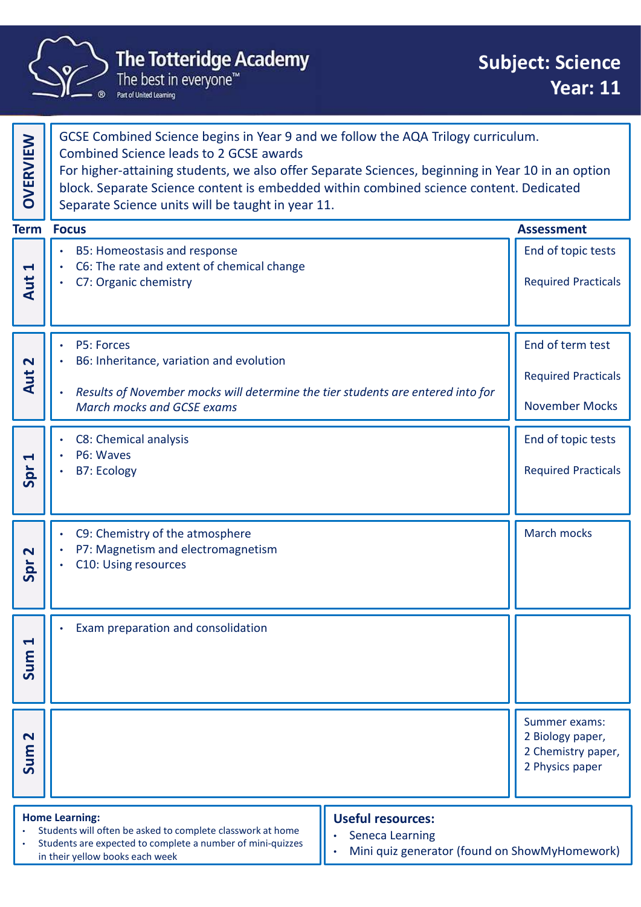# The Totteridge Academy

The best in everyone™

Part of United Learning

## Subject: Science

## Year: 11

**OVERVIEW**

GCSE Combined Science begins in Year 9 and we follow the AQA Trilogy curriculum. Combined Science leads to 2 GCSE awards

For higher-attaining students, we also offer Separate Sciences, beginning in Year 10 in an option block. Separate Science content is embedded within combined science content. Dedicated Separate Science units will be taught in year 11.

| Term | Focus | Assessment |
|---|---|---|
| Aut 1 | • B5: Homeostasis and response<br>• C6: The rate and extent of chemical change<br>• C7: Organic chemistry | End of topic tests<br><br>Required Practicals |
| Aut 2 | • P5: Forces<br>• B6: Inheritance, variation and evolution<br><br>• *Results of November mocks will determine the tier students are entered into for March mocks and GCSE exams* | End of term test<br><br>Required Practicals<br><br>November Mocks |
| Spr 1 | • C8: Chemical analysis<br>• P6: Waves<br>• B7: Ecology | End of topic tests<br><br>Required Practicals |
| Spr 2 | • C9: Chemistry of the atmosphere<br>• P7: Magnetism and electromagnetism<br>• C10: Using resources | March mocks |
| Sum 1 | • Exam preparation and consolidation | |
| Sum 2 | | Summer exams:<br>2 Biology paper,<br>2 Chemistry paper,<br>2 Physics paper |

**Home Learning:**

- Students will often be asked to complete classwork at home
- Students are expected to complete a number of mini-quizzes in their yellow books each week

**Useful resources:**

- Seneca Learning
- Mini quiz generator (found on ShowMyHomework)